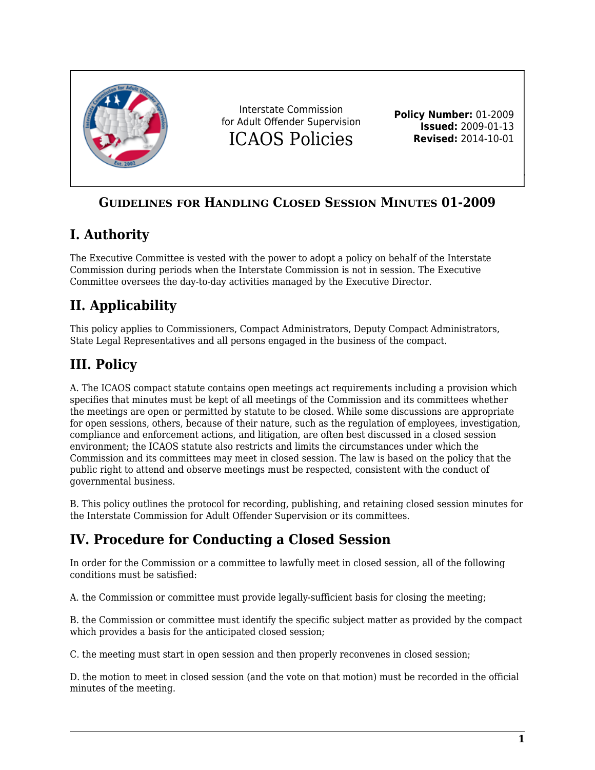Interstate Commission for Adult Offender Supervision

ICAOS Policies

**Policy Number:** 01-2009
**Issued:** 2009-01-13
**Revised:** 2014-10-01

# Guidelines for Handling Closed Session Minutes 01-2009

## I. Authority

The Executive Committee is vested with the power to adopt a policy on behalf of the Interstate Commission during periods when the Interstate Commission is not in session. The Executive Committee oversees the day-to-day activities managed by the Executive Director.

## II. Applicability

This policy applies to Commissioners, Compact Administrators, Deputy Compact Administrators, State Legal Representatives and all persons engaged in the business of the compact.

## III. Policy

A. The ICAOS compact statute contains open meetings act requirements including a provision which specifies that minutes must be kept of all meetings of the Commission and its committees whether the meetings are open or permitted by statute to be closed. While some discussions are appropriate for open sessions, others, because of their nature, such as the regulation of employees, investigation, compliance and enforcement actions, and litigation, are often best discussed in a closed session environment; the ICAOS statute also restricts and limits the circumstances under which the Commission and its committees may meet in closed session. The law is based on the policy that the public right to attend and observe meetings must be respected, consistent with the conduct of governmental business.

B. This policy outlines the protocol for recording, publishing, and retaining closed session minutes for the Interstate Commission for Adult Offender Supervision or its committees.

## IV. Procedure for Conducting a Closed Session

In order for the Commission or a committee to lawfully meet in closed session, all of the following conditions must be satisfied:

A. the Commission or committee must provide legally-sufficient basis for closing the meeting;

B. the Commission or committee must identify the specific subject matter as provided by the compact which provides a basis for the anticipated closed session;

C. the meeting must start in open session and then properly reconvenes in closed session;

D. the motion to meet in closed session (and the vote on that motion) must be recorded in the official minutes of the meeting.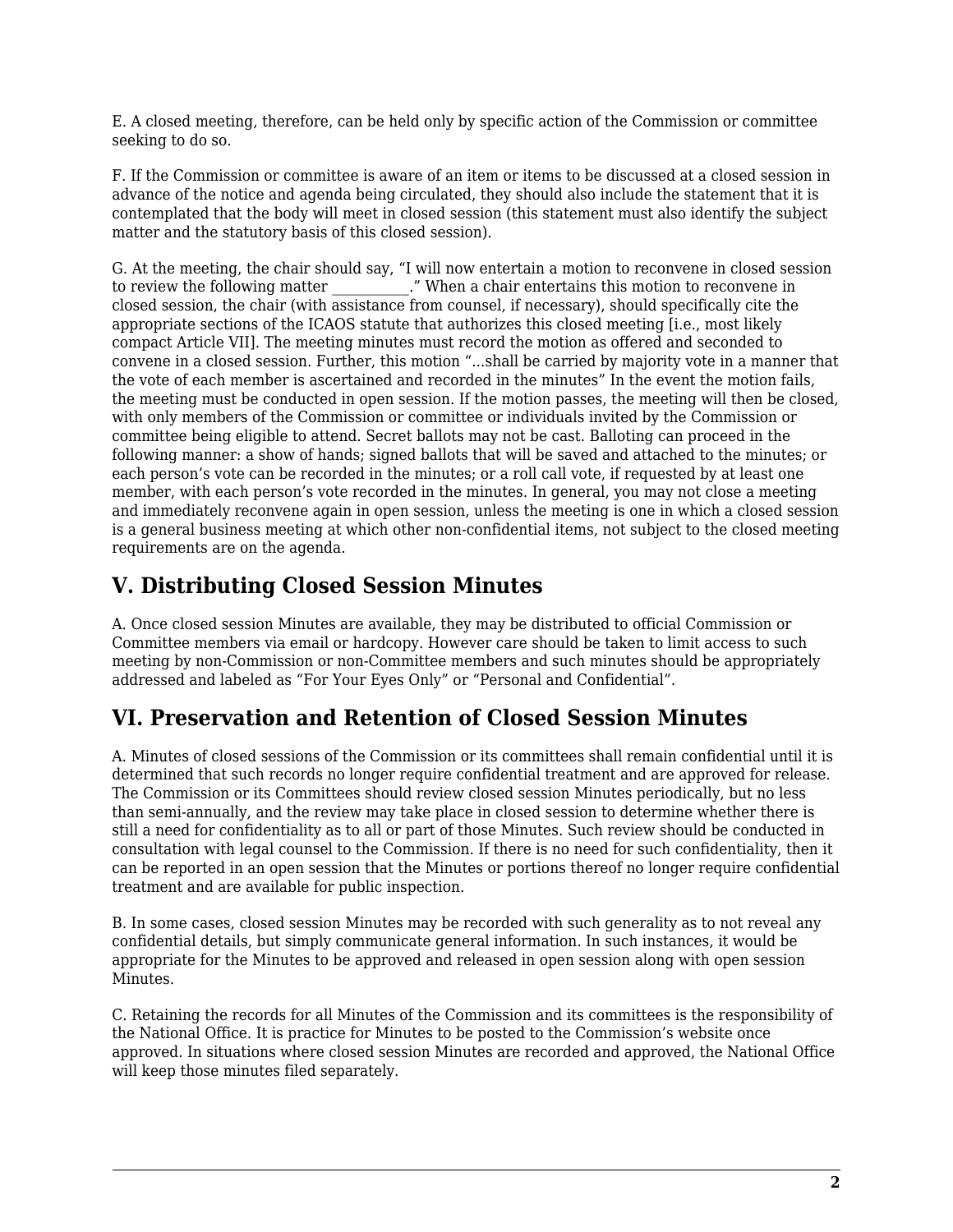E. A closed meeting, therefore, can be held only by specific action of the Commission or committee seeking to do so.

F. If the Commission or committee is aware of an item or items to be discussed at a closed session in advance of the notice and agenda being circulated, they should also include the statement that it is contemplated that the body will meet in closed session (this statement must also identify the subject matter and the statutory basis of this closed session).

G. At the meeting, the chair should say, "I will now entertain a motion to reconvene in closed session to review the following matter ___________." When a chair entertains this motion to reconvene in closed session, the chair (with assistance from counsel, if necessary), should specifically cite the appropriate sections of the ICAOS statute that authorizes this closed meeting [i.e., most likely compact Article VII]. The meeting minutes must record the motion as offered and seconded to convene in a closed session. Further, this motion "...shall be carried by majority vote in a manner that the vote of each member is ascertained and recorded in the minutes" In the event the motion fails, the meeting must be conducted in open session. If the motion passes, the meeting will then be closed, with only members of the Commission or committee or individuals invited by the Commission or committee being eligible to attend. Secret ballots may not be cast. Balloting can proceed in the following manner: a show of hands; signed ballots that will be saved and attached to the minutes; or each person's vote can be recorded in the minutes; or a roll call vote, if requested by at least one member, with each person's vote recorded in the minutes. In general, you may not close a meeting and immediately reconvene again in open session, unless the meeting is one in which a closed session is a general business meeting at which other non-confidential items, not subject to the closed meeting requirements are on the agenda.

## V. Distributing Closed Session Minutes

A. Once closed session Minutes are available, they may be distributed to official Commission or Committee members via email or hardcopy. However care should be taken to limit access to such meeting by non-Commission or non-Committee members and such minutes should be appropriately addressed and labeled as "For Your Eyes Only" or "Personal and Confidential".

## VI. Preservation and Retention of Closed Session Minutes

A. Minutes of closed sessions of the Commission or its committees shall remain confidential until it is determined that such records no longer require confidential treatment and are approved for release. The Commission or its Committees should review closed session Minutes periodically, but no less than semi-annually, and the review may take place in closed session to determine whether there is still a need for confidentiality as to all or part of those Minutes. Such review should be conducted in consultation with legal counsel to the Commission. If there is no need for such confidentiality, then it can be reported in an open session that the Minutes or portions thereof no longer require confidential treatment and are available for public inspection.

B. In some cases, closed session Minutes may be recorded with such generality as to not reveal any confidential details, but simply communicate general information. In such instances, it would be appropriate for the Minutes to be approved and released in open session along with open session Minutes.

C. Retaining the records for all Minutes of the Commission and its committees is the responsibility of the National Office. It is practice for Minutes to be posted to the Commission's website once approved. In situations where closed session Minutes are recorded and approved, the National Office will keep those minutes filed separately.